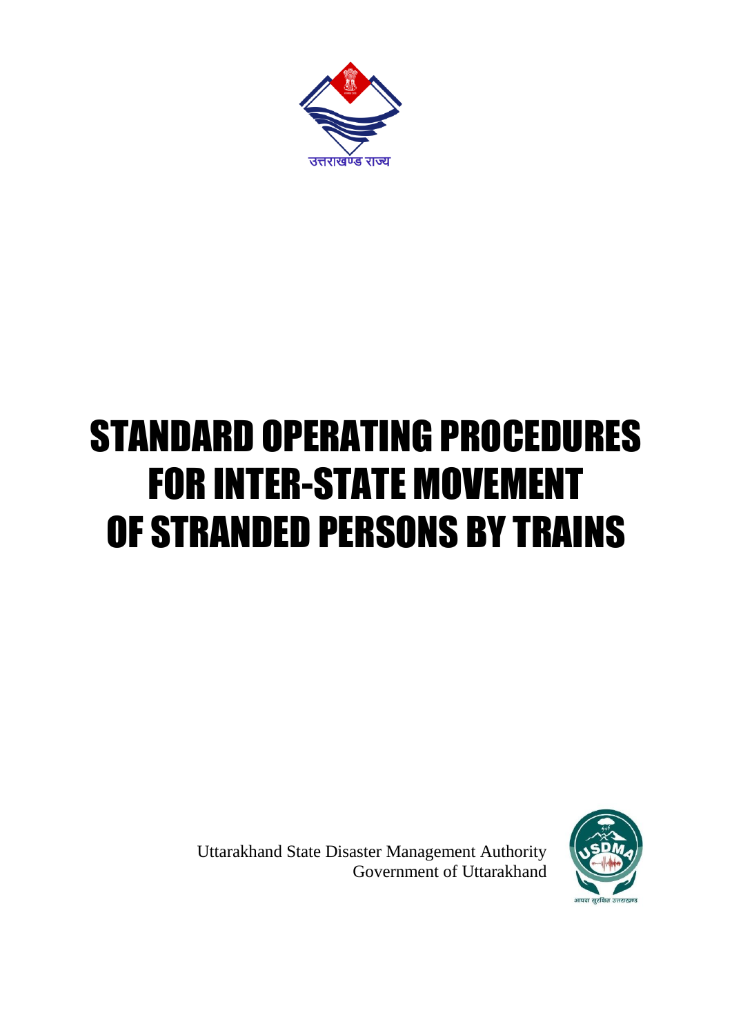उत्तराखण्ड राज्य

# STANDARD OPERATING PROCEDURES FOR INTER-STATE MOVEMENT OF STRANDED PERSONS BY TRAINS

Uttarakhand State Disaster Management Authority
Government of Uttarakhand

आपदा सुरक्षित उत्तराखण्ड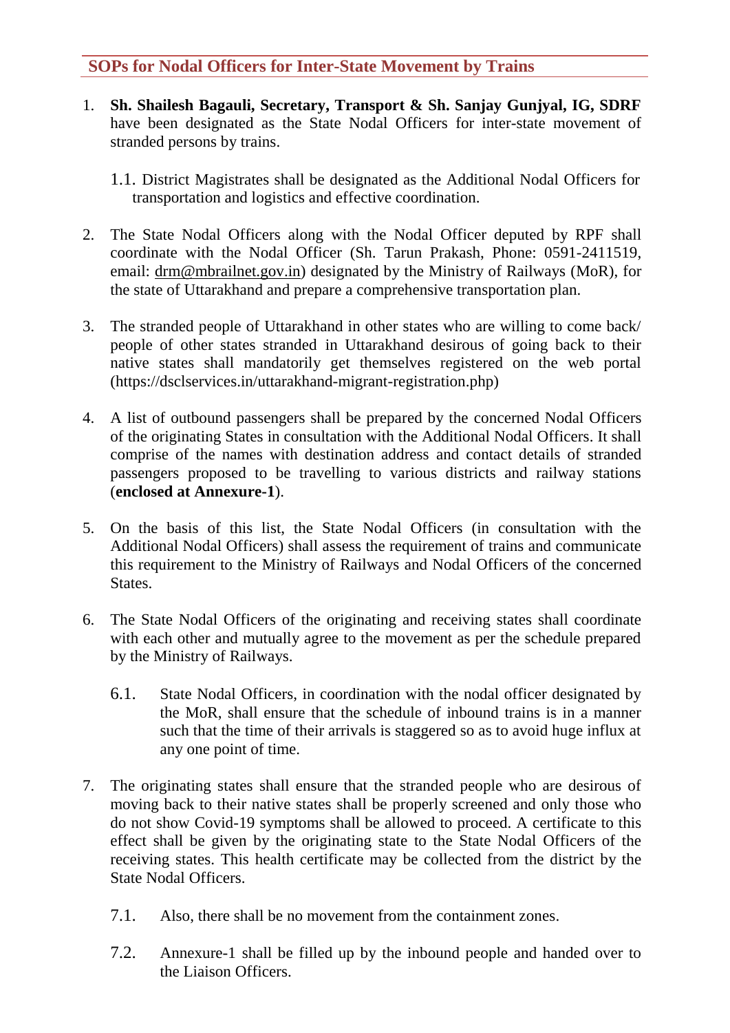## SOPs for Nodal Officers for Inter-State Movement by Trains

1. **Sh. Shailesh Bagauli, Secretary, Transport & Sh. Sanjay Gunjyal, IG, SDRF** have been designated as the State Nodal Officers for inter-state movement of stranded persons by trains.

   1.1. District Magistrates shall be designated as the Additional Nodal Officers for transportation and logistics and effective coordination.

2. The State Nodal Officers along with the Nodal Officer deputed by RPF shall coordinate with the Nodal Officer (Sh. Tarun Prakash, Phone: 0591-2411519, email: drm@mbrailnet.gov.in) designated by the Ministry of Railways (MoR), for the state of Uttarakhand and prepare a comprehensive transportation plan.

3. The stranded people of Uttarakhand in other states who are willing to come back/ people of other states stranded in Uttarakhand desirous of going back to their native states shall mandatorily get themselves registered on the web portal (https://dsclservices.in/uttarakhand-migrant-registration.php)

4. A list of outbound passengers shall be prepared by the concerned Nodal Officers of the originating States in consultation with the Additional Nodal Officers. It shall comprise of the names with destination address and contact details of stranded passengers proposed to be travelling to various districts and railway stations (**enclosed at Annexure-1**).

5. On the basis of this list, the State Nodal Officers (in consultation with the Additional Nodal Officers) shall assess the requirement of trains and communicate this requirement to the Ministry of Railways and Nodal Officers of the concerned States.

6. The State Nodal Officers of the originating and receiving states shall coordinate with each other and mutually agree to the movement as per the schedule prepared by the Ministry of Railways.

   6.1. State Nodal Officers, in coordination with the nodal officer designated by the MoR, shall ensure that the schedule of inbound trains is in a manner such that the time of their arrivals is staggered so as to avoid huge influx at any one point of time.

7. The originating states shall ensure that the stranded people who are desirous of moving back to their native states shall be properly screened and only those who do not show Covid-19 symptoms shall be allowed to proceed. A certificate to this effect shall be given by the originating state to the State Nodal Officers of the receiving states. This health certificate may be collected from the district by the State Nodal Officers.

   7.1. Also, there shall be no movement from the containment zones.

   7.2. Annexure-1 shall be filled up by the inbound people and handed over to the Liaison Officers.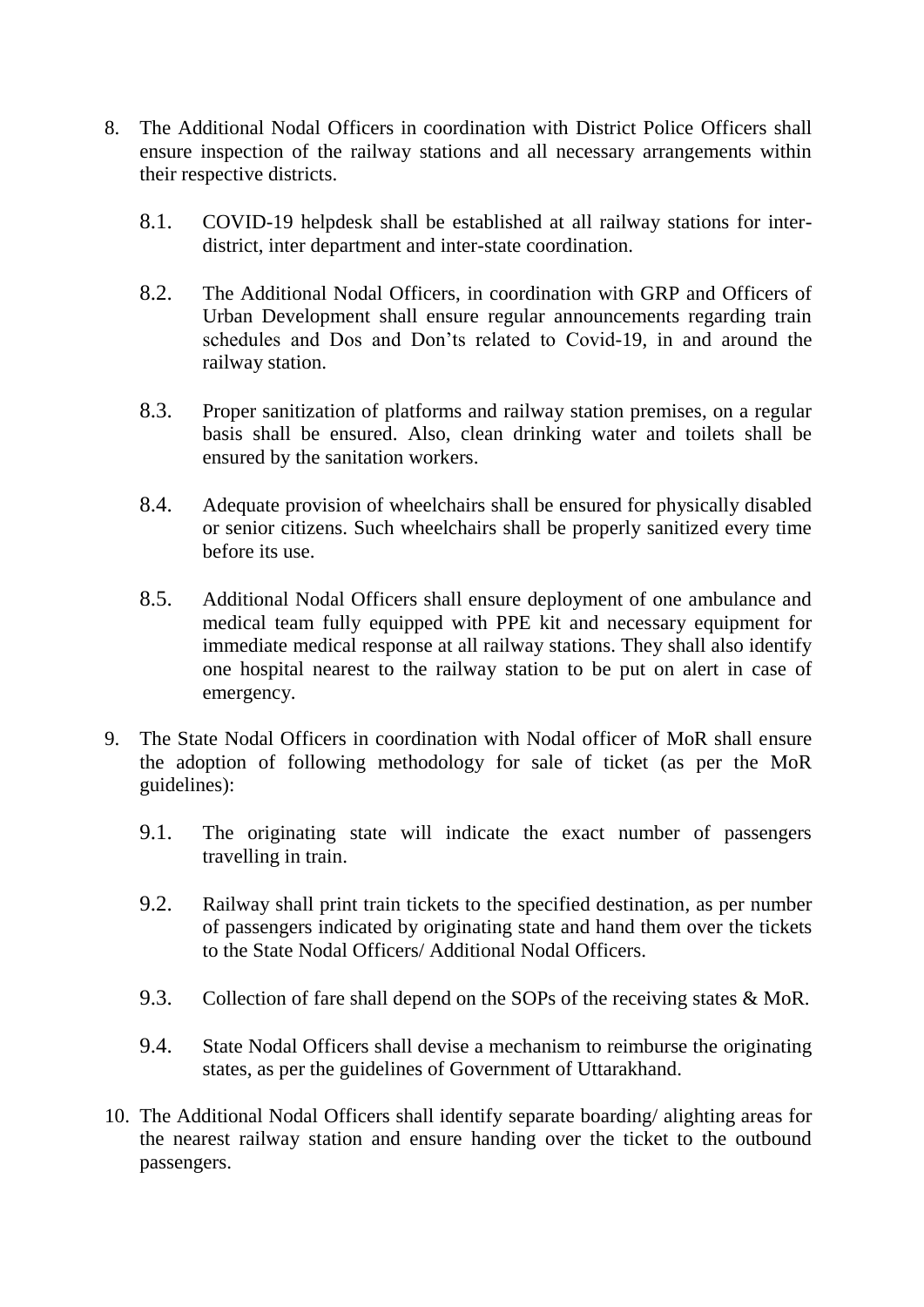8. The Additional Nodal Officers in coordination with District Police Officers shall ensure inspection of the railway stations and all necessary arrangements within their respective districts.

    8.1. COVID-19 helpdesk shall be established at all railway stations for inter-district, inter department and inter-state coordination.

    8.2. The Additional Nodal Officers, in coordination with GRP and Officers of Urban Development shall ensure regular announcements regarding train schedules and Dos and Don'ts related to Covid-19, in and around the railway station.

    8.3. Proper sanitization of platforms and railway station premises, on a regular basis shall be ensured. Also, clean drinking water and toilets shall be ensured by the sanitation workers.

    8.4. Adequate provision of wheelchairs shall be ensured for physically disabled or senior citizens. Such wheelchairs shall be properly sanitized every time before its use.

    8.5. Additional Nodal Officers shall ensure deployment of one ambulance and medical team fully equipped with PPE kit and necessary equipment for immediate medical response at all railway stations. They shall also identify one hospital nearest to the railway station to be put on alert in case of emergency.

9. The State Nodal Officers in coordination with Nodal officer of MoR shall ensure the adoption of following methodology for sale of ticket (as per the MoR guidelines):

    9.1. The originating state will indicate the exact number of passengers travelling in train.

    9.2. Railway shall print train tickets to the specified destination, as per number of passengers indicated by originating state and hand them over the tickets to the State Nodal Officers/ Additional Nodal Officers.

    9.3. Collection of fare shall depend on the SOPs of the receiving states & MoR.

    9.4. State Nodal Officers shall devise a mechanism to reimburse the originating states, as per the guidelines of Government of Uttarakhand.

10. The Additional Nodal Officers shall identify separate boarding/ alighting areas for the nearest railway station and ensure handing over the ticket to the outbound passengers.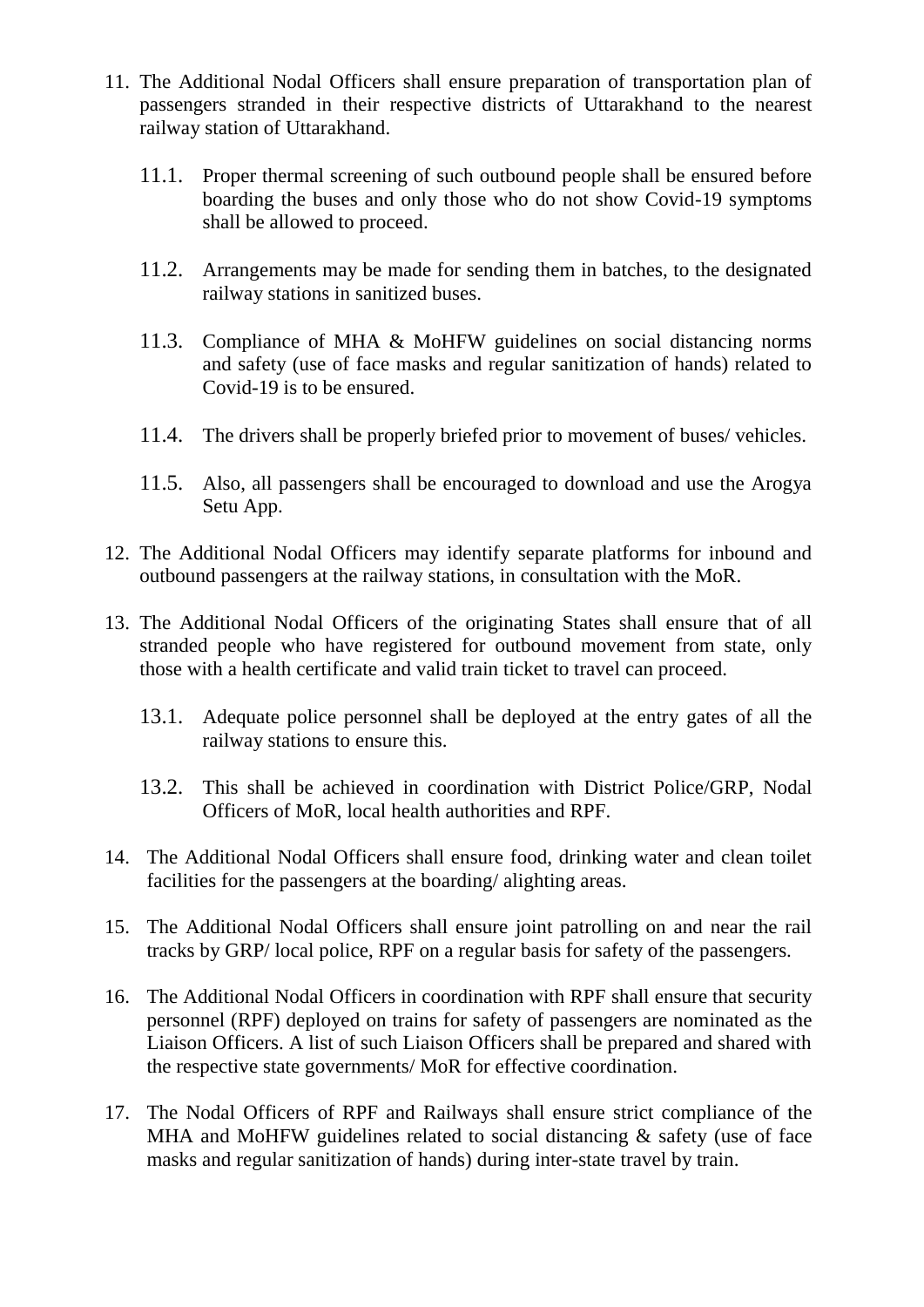11. The Additional Nodal Officers shall ensure preparation of transportation plan of passengers stranded in their respective districts of Uttarakhand to the nearest railway station of Uttarakhand.

    11.1. Proper thermal screening of such outbound people shall be ensured before boarding the buses and only those who do not show Covid-19 symptoms shall be allowed to proceed.

    11.2. Arrangements may be made for sending them in batches, to the designated railway stations in sanitized buses.

    11.3. Compliance of MHA & MoHFW guidelines on social distancing norms and safety (use of face masks and regular sanitization of hands) related to Covid-19 is to be ensured.

    11.4. The drivers shall be properly briefed prior to movement of buses/ vehicles.

    11.5. Also, all passengers shall be encouraged to download and use the Arogya Setu App.

12. The Additional Nodal Officers may identify separate platforms for inbound and outbound passengers at the railway stations, in consultation with the MoR.

13. The Additional Nodal Officers of the originating States shall ensure that of all stranded people who have registered for outbound movement from state, only those with a health certificate and valid train ticket to travel can proceed.

    13.1. Adequate police personnel shall be deployed at the entry gates of all the railway stations to ensure this.

    13.2. This shall be achieved in coordination with District Police/GRP, Nodal Officers of MoR, local health authorities and RPF.

14. The Additional Nodal Officers shall ensure food, drinking water and clean toilet facilities for the passengers at the boarding/ alighting areas.

15. The Additional Nodal Officers shall ensure joint patrolling on and near the rail tracks by GRP/ local police, RPF on a regular basis for safety of the passengers.

16. The Additional Nodal Officers in coordination with RPF shall ensure that security personnel (RPF) deployed on trains for safety of passengers are nominated as the Liaison Officers. A list of such Liaison Officers shall be prepared and shared with the respective state governments/ MoR for effective coordination.

17. The Nodal Officers of RPF and Railways shall ensure strict compliance of the MHA and MoHFW guidelines related to social distancing & safety (use of face masks and regular sanitization of hands) during inter-state travel by train.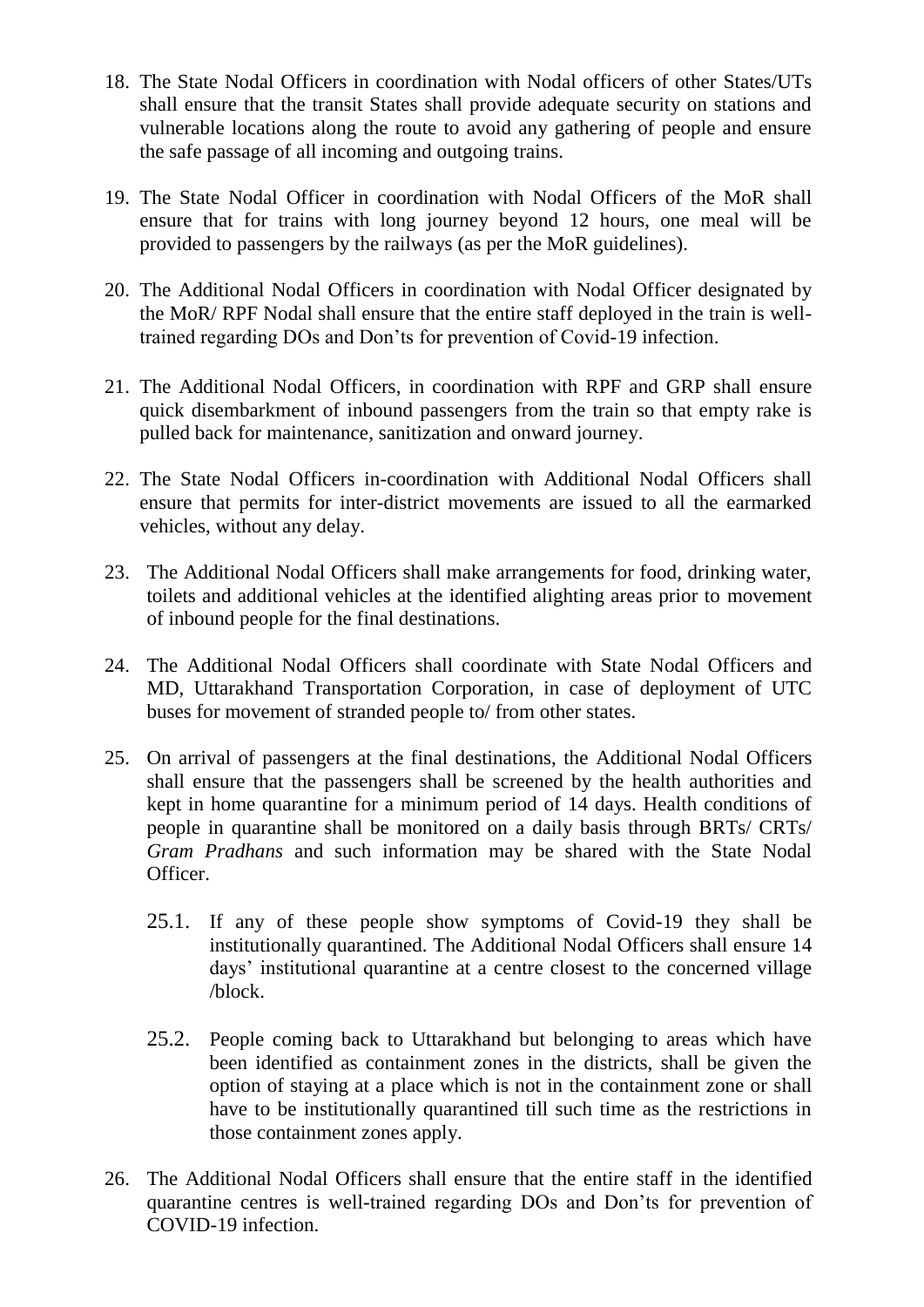18. The State Nodal Officers in coordination with Nodal officers of other States/UTs shall ensure that the transit States shall provide adequate security on stations and vulnerable locations along the route to avoid any gathering of people and ensure the safe passage of all incoming and outgoing trains.

19. The State Nodal Officer in coordination with Nodal Officers of the MoR shall ensure that for trains with long journey beyond 12 hours, one meal will be provided to passengers by the railways (as per the MoR guidelines).

20. The Additional Nodal Officers in coordination with Nodal Officer designated by the MoR/ RPF Nodal shall ensure that the entire staff deployed in the train is well-trained regarding DOs and Don'ts for prevention of Covid-19 infection.

21. The Additional Nodal Officers, in coordination with RPF and GRP shall ensure quick disembarkment of inbound passengers from the train so that empty rake is pulled back for maintenance, sanitization and onward journey.

22. The State Nodal Officers in-coordination with Additional Nodal Officers shall ensure that permits for inter-district movements are issued to all the earmarked vehicles, without any delay.

23. The Additional Nodal Officers shall make arrangements for food, drinking water, toilets and additional vehicles at the identified alighting areas prior to movement of inbound people for the final destinations.

24. The Additional Nodal Officers shall coordinate with State Nodal Officers and MD, Uttarakhand Transportation Corporation, in case of deployment of UTC buses for movement of stranded people to/ from other states.

25. On arrival of passengers at the final destinations, the Additional Nodal Officers shall ensure that the passengers shall be screened by the health authorities and kept in home quarantine for a minimum period of 14 days. Health conditions of people in quarantine shall be monitored on a daily basis through BRTs/ CRTs/ *Gram Pradhans* and such information may be shared with the State Nodal Officer.

    25.1. If any of these people show symptoms of Covid-19 they shall be institutionally quarantined. The Additional Nodal Officers shall ensure 14 days' institutional quarantine at a centre closest to the concerned village /block.

    25.2. People coming back to Uttarakhand but belonging to areas which have been identified as containment zones in the districts, shall be given the option of staying at a place which is not in the containment zone or shall have to be institutionally quarantined till such time as the restrictions in those containment zones apply.

26. The Additional Nodal Officers shall ensure that the entire staff in the identified quarantine centres is well-trained regarding DOs and Don'ts for prevention of COVID-19 infection.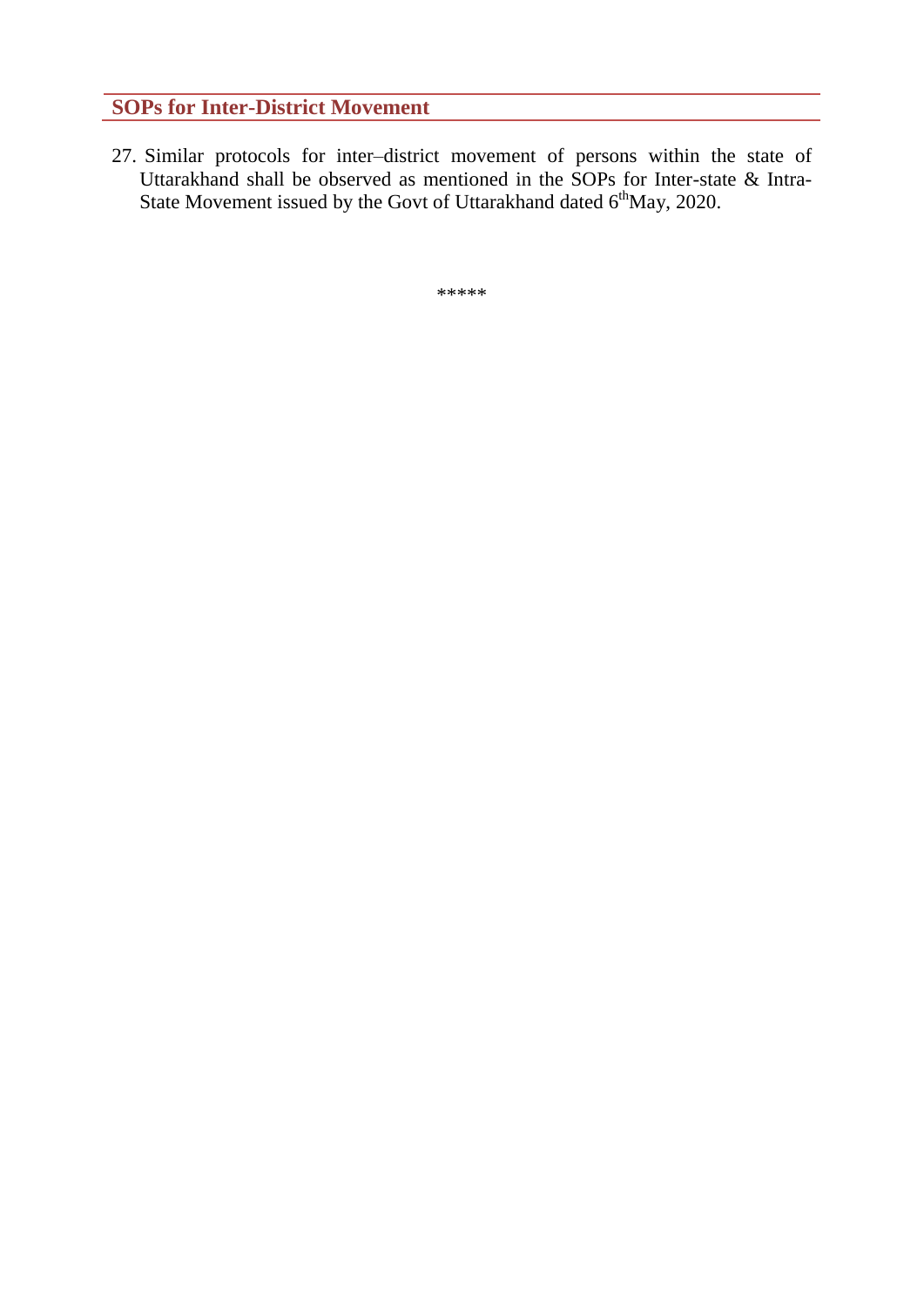## SOPs for Inter-District Movement

27. Similar protocols for inter–district movement of persons within the state of Uttarakhand shall be observed as mentioned in the SOPs for Inter-state & Intra-State Movement issued by the Govt of Uttarakhand dated 6th May, 2020.

*****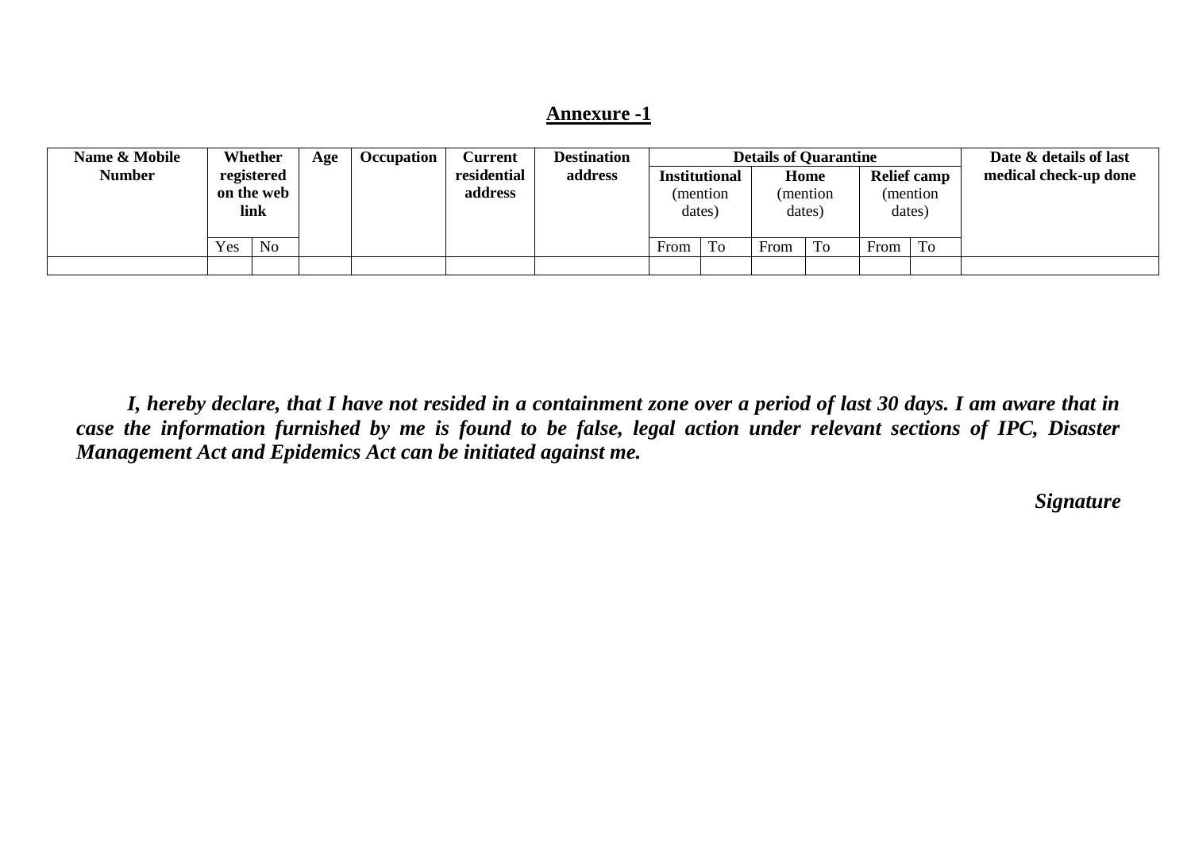## Annexure -1

| Name & Mobile Number | Whether registered on the web link | | Age | Occupation | Current residential address | Destination address | Details of Quarantine | | | | | | Date & details of last medical check-up done |
|---|---|---|---|---|---|---|---|---|---|---|---|---|---|
| | | | | | | | Institutional (mention dates) | | Home (mention dates) | | Relief camp (mention dates) | | |
| | Yes | No | | | | | From | To | From | To | From | To | |
| | | | | | | | | | | | | | |

***I, hereby declare, that I have not resided in a containment zone over a period of last 30 days. I am aware that in case the information furnished by me is found to be false, legal action under relevant sections of IPC, Disaster Management Act and Epidemics Act can be initiated against me.***

***Signature***